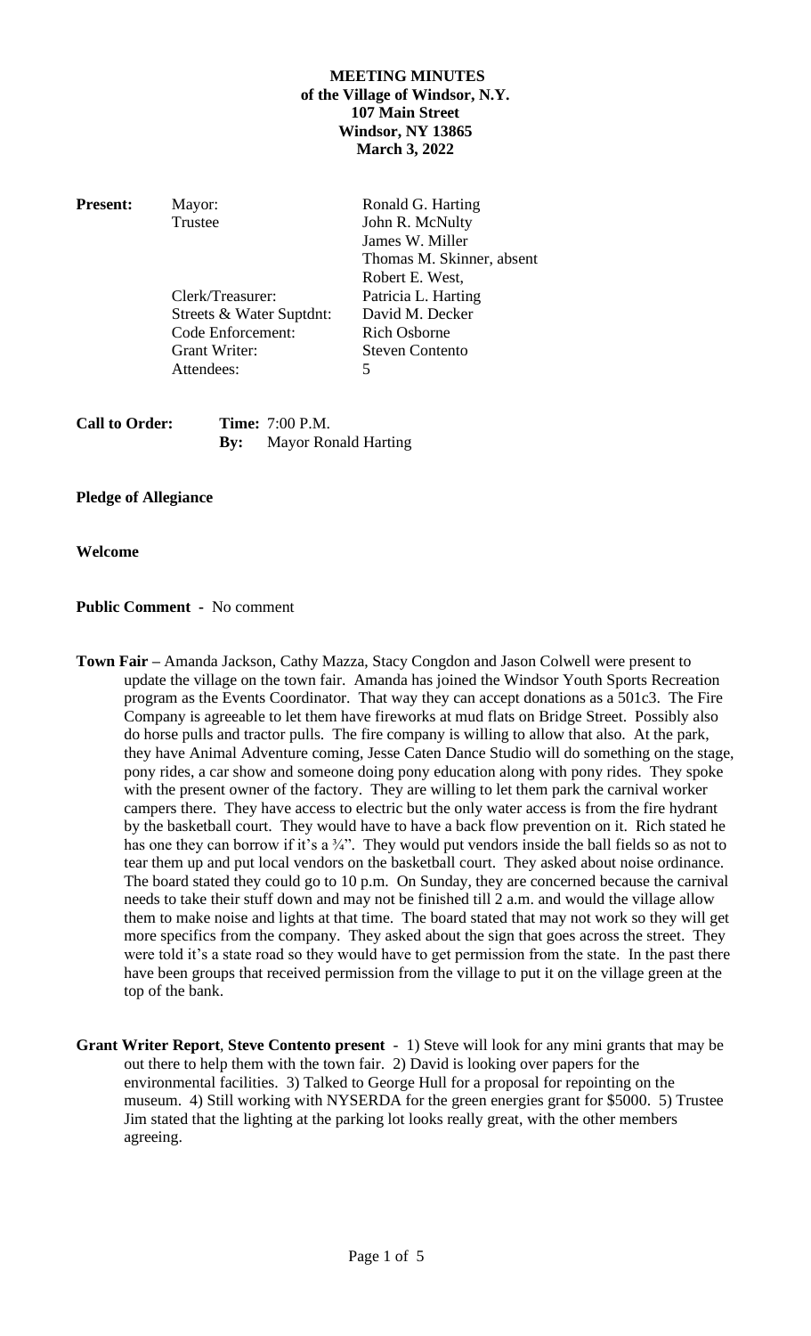# MEETING MINUTES
## of the Village of Windsor, N.Y.
### 107 Main Street
### Windsor, NY 13865
### March 3, 2022

| **Present:** | | |
|---|---|---|
| | Mayor: | Ronald G. Harting |
| | Trustee | John R. McNulty |
| | | James W. Miller |
| | | Thomas M. Skinner, absent |
| | | Robert E. West, |
| | Clerk/Treasurer: | Patricia L. Harting |
| | Streets & Water Suptdnt: | David M. Decker |
| | Code Enforcement: | Rich Osborne |
| | Grant Writer: | Steven Contento |
| | Attendees: | 5 |

**Call to Order:** **Time:** 7:00 P.M.
**By:** Mayor Ronald Harting

**Pledge of Allegiance**

**Welcome**

**Public Comment -** No comment

**Town Fair –** Amanda Jackson, Cathy Mazza, Stacy Congdon and Jason Colwell were present to update the village on the town fair. Amanda has joined the Windsor Youth Sports Recreation program as the Events Coordinator. That way they can accept donations as a 501c3. The Fire Company is agreeable to let them have fireworks at mud flats on Bridge Street. Possibly also do horse pulls and tractor pulls. The fire company is willing to allow that also. At the park, they have Animal Adventure coming, Jesse Caten Dance Studio will do something on the stage, pony rides, a car show and someone doing pony education along with pony rides. They spoke with the present owner of the factory. They are willing to let them park the carnival worker campers there. They have access to electric but the only water access is from the fire hydrant by the basketball court. They would have to have a back flow prevention on it. Rich stated he has one they can borrow if it's a ¾". They would put vendors inside the ball fields so as not to tear them up and put local vendors on the basketball court. They asked about noise ordinance. The board stated they could go to 10 p.m. On Sunday, they are concerned because the carnival needs to take their stuff down and may not be finished till 2 a.m. and would the village allow them to make noise and lights at that time. The board stated that may not work so they will get more specifics from the company. They asked about the sign that goes across the street. They were told it's a state road so they would have to get permission from the state. In the past there have been groups that received permission from the village to put it on the village green at the top of the bank.

**Grant Writer Report**, **Steve Contento present** - 1) Steve will look for any mini grants that may be out there to help them with the town fair. 2) David is looking over papers for the environmental facilities. 3) Talked to George Hull for a proposal for repointing on the museum. 4) Still working with NYSERDA for the green energies grant for $5000. 5) Trustee Jim stated that the lighting at the parking lot looks really great, with the other members agreeing.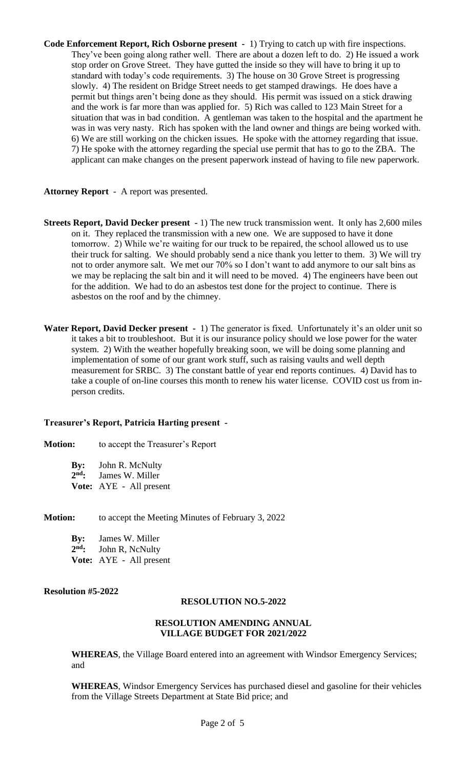**Code Enforcement Report, Rich Osborne present -** 1) Trying to catch up with fire inspections. They've been going along rather well. There are about a dozen left to do. 2) He issued a work stop order on Grove Street. They have gutted the inside so they will have to bring it up to standard with today's code requirements. 3) The house on 30 Grove Street is progressing slowly. 4) The resident on Bridge Street needs to get stamped drawings. He does have a permit but things aren't being done as they should. His permit was issued on a stick drawing and the work is far more than was applied for. 5) Rich was called to 123 Main Street for a situation that was in bad condition. A gentleman was taken to the hospital and the apartment he was in was very nasty. Rich has spoken with the land owner and things are being worked with. 6) We are still working on the chicken issues. He spoke with the attorney regarding that issue. 7) He spoke with the attorney regarding the special use permit that has to go to the ZBA. The applicant can make changes on the present paperwork instead of having to file new paperwork.

**Attorney Report** - A report was presented.

**Streets Report, David Decker present -** 1) The new truck transmission went. It only has 2,600 miles on it. They replaced the transmission with a new one. We are supposed to have it done tomorrow. 2) While we're waiting for our truck to be repaired, the school allowed us to use their truck for salting. We should probably send a nice thank you letter to them. 3) We will try not to order anymore salt. We met our 70% so I don't want to add anymore to our salt bins as we may be replacing the salt bin and it will need to be moved. 4) The engineers have been out for the addition. We had to do an asbestos test done for the project to continue. There is asbestos on the roof and by the chimney.

**Water Report, David Decker present -** 1) The generator is fixed. Unfortunately it's an older unit so it takes a bit to troubleshoot. But it is our insurance policy should we lose power for the water system. 2) With the weather hopefully breaking soon, we will be doing some planning and implementation of some of our grant work stuff, such as raising vaults and well depth measurement for SRBC. 3) The constant battle of year end reports continues. 4) David has to take a couple of on-line courses this month to renew his water license. COVID cost us from in-person credits.

**Treasurer's Report, Patricia Harting present -**

**Motion:** to accept the Treasurer's Report

**By:** John R. McNulty
**2nd:** James W. Miller
**Vote:** AYE - All present

**Motion:** to accept the Meeting Minutes of February 3, 2022

**By:** James W. Miller
**2nd:** John R, NcNulty
**Vote:** AYE - All present

**Resolution #5-2022**

**RESOLUTION NO.5-2022**

**RESOLUTION AMENDING ANNUAL VILLAGE BUDGET FOR 2021/2022**

**WHEREAS**, the Village Board entered into an agreement with Windsor Emergency Services; and

**WHEREAS**, Windsor Emergency Services has purchased diesel and gasoline for their vehicles from the Village Streets Department at State Bid price; and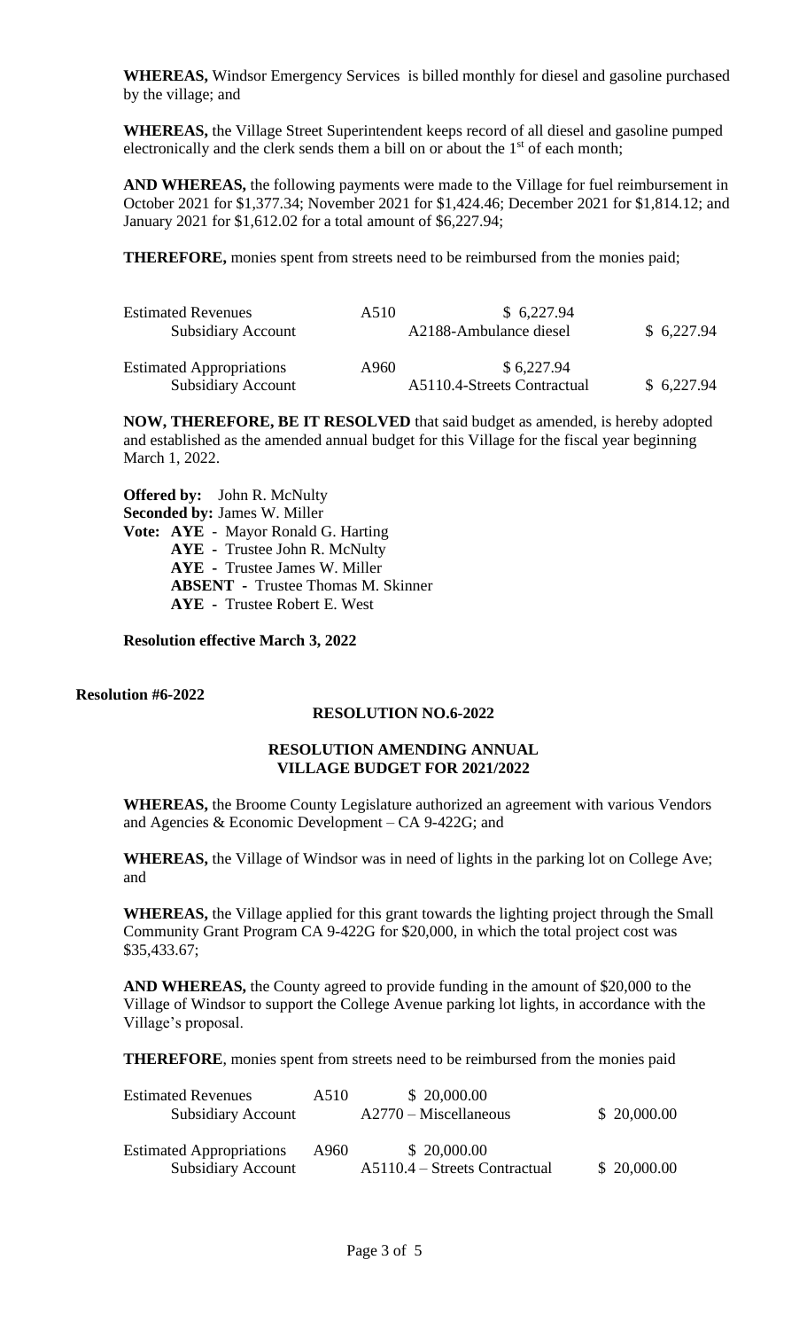**WHEREAS,** Windsor Emergency Services is billed monthly for diesel and gasoline purchased by the village; and

**WHEREAS,** the Village Street Superintendent keeps record of all diesel and gasoline pumped electronically and the clerk sends them a bill on or about the 1st of each month;

**AND WHEREAS,** the following payments were made to the Village for fuel reimbursement in October 2021 for $1,377.34; November 2021 for $1,424.46; December 2021 for $1,814.12; and January 2021 for $1,612.02 for a total amount of $6,227.94;

**THEREFORE,** monies spent from streets need to be reimbursed from the monies paid;

| | | | |
|---|---|---|---|
| Estimated Revenues | A510 | $ 6,227.94 | |
| Subsidiary Account | | A2188-Ambulance diesel | $ 6,227.94 |
| Estimated Appropriations | A960 | $ 6,227.94 | |
| Subsidiary Account | | A5110.4-Streets Contractual | $ 6,227.94 |

**NOW, THEREFORE, BE IT RESOLVED** that said budget as amended, is hereby adopted and established as the amended annual budget for this Village for the fiscal year beginning March 1, 2022.

**Offered by:** John R. McNulty
**Seconded by:** James W. Miller
**Vote:** **AYE** - Mayor Ronald G. Harting
**AYE** - Trustee John R. McNulty
**AYE** - Trustee James W. Miller
**ABSENT** - Trustee Thomas M. Skinner
**AYE** - Trustee Robert E. West

**Resolution effective March 3, 2022**

**Resolution #6-2022**

## RESOLUTION NO.6-2022

### RESOLUTION AMENDING ANNUAL VILLAGE BUDGET FOR 2021/2022

**WHEREAS,** the Broome County Legislature authorized an agreement with various Vendors and Agencies & Economic Development – CA 9-422G; and

**WHEREAS,** the Village of Windsor was in need of lights in the parking lot on College Ave; and

**WHEREAS,** the Village applied for this grant towards the lighting project through the Small Community Grant Program CA 9-422G for $20,000, in which the total project cost was $35,433.67;

**AND WHEREAS,** the County agreed to provide funding in the amount of $20,000 to the Village of Windsor to support the College Avenue parking lot lights, in accordance with the Village's proposal.

**THEREFORE**, monies spent from streets need to be reimbursed from the monies paid

| | | | |
|---|---|---|---|
| Estimated Revenues | A510 | $ 20,000.00 | |
| Subsidiary Account | | A2770 – Miscellaneous | $ 20,000.00 |
| Estimated Appropriations | A960 | $ 20,000.00 | |
| Subsidiary Account | | A5110.4 – Streets Contractual | $ 20,000.00 |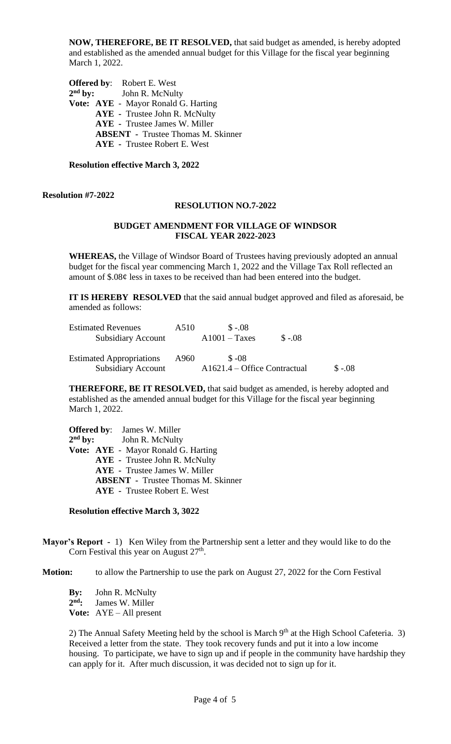**NOW, THEREFORE, BE IT RESOLVED,** that said budget as amended, is hereby adopted and established as the amended annual budget for this Village for the fiscal year beginning March 1, 2022.

**Offered by**: Robert E. West
**2nd by:** John R. McNulty
**Vote: AYE** - Mayor Ronald G. Harting
**AYE** - Trustee John R. McNulty
**AYE** - Trustee James W. Miller
**ABSENT** - Trustee Thomas M. Skinner
**AYE** - Trustee Robert E. West

**Resolution effective March 3, 2022**

**Resolution #7-2022**

**RESOLUTION NO.7-2022**

**BUDGET AMENDMENT FOR VILLAGE OF WINDSOR FISCAL YEAR 2022-2023**

**WHEREAS,** the Village of Windsor Board of Trustees having previously adopted an annual budget for the fiscal year commencing March 1, 2022 and the Village Tax Roll reflected an amount of $.08¢ less in taxes to be received than had been entered into the budget.

**IT IS HEREBY RESOLVED** that the said annual budget approved and filed as aforesaid, be amended as follows:

| | | | |
|---|---|---|---|
| Estimated Revenues | A510 | $ -.08 | |
| Subsidiary Account | | A1001 – Taxes | $ -.08 |
| Estimated Appropriations | A960 | $ -08 | |
| Subsidiary Account | | A1621.4 – Office Contractual | $ -.08 |

**THEREFORE, BE IT RESOLVED,** that said budget as amended, is hereby adopted and established as the amended annual budget for this Village for the fiscal year beginning March 1, 2022.

**Offered by**: James W. Miller
**2nd by:** John R. McNulty
**Vote: AYE** - Mayor Ronald G. Harting
**AYE** - Trustee John R. McNulty
**AYE** - Trustee James W. Miller
**ABSENT** - Trustee Thomas M. Skinner
**AYE** - Trustee Robert E. West

**Resolution effective March 3, 3022**

**Mayor's Report** - 1) Ken Wiley from the Partnership sent a letter and they would like to do the Corn Festival this year on August 27th.

**Motion:** to allow the Partnership to use the park on August 27, 2022 for the Corn Festival

**By:** John R. McNulty
**2nd:** James W. Miller
**Vote:** AYE – All present

2) The Annual Safety Meeting held by the school is March 9th at the High School Cafeteria. 3) Received a letter from the state. They took recovery funds and put it into a low income housing. To participate, we have to sign up and if people in the community have hardship they can apply for it. After much discussion, it was decided not to sign up for it.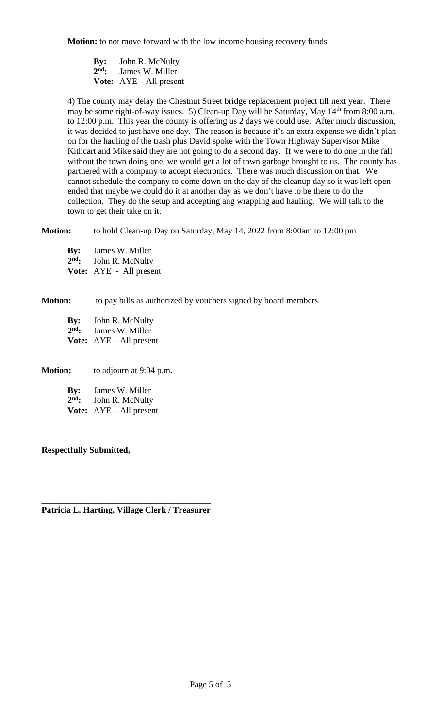**Motion:** to not move forward with the low income housing recovery funds

**By:** John R. McNulty
**2nd:** James W. Miller
**Vote:** AYE – All present

4) The county may delay the Chestnut Street bridge replacement project till next year. There may be some right-of-way issues. 5) Clean-up Day will be Saturday, May 14th from 8:00 a.m. to 12:00 p.m. This year the county is offering us 2 days we could use. After much discussion, it was decided to just have one day. The reason is because it's an extra expense we didn't plan on for the hauling of the trash plus David spoke with the Town Highway Supervisor Mike Kithcart and Mike said they are not going to do a second day. If we were to do one in the fall without the town doing one, we would get a lot of town garbage brought to us. The county has partnered with a company to accept electronics. There was much discussion on that. We cannot schedule the company to come down on the day of the cleanup day so it was left open ended that maybe we could do it at another day as we don't have to be there to do the collection. They do the setup and accepting ang wrapping and hauling. We will talk to the town to get their take on it.

**Motion:** to hold Clean-up Day on Saturday, May 14, 2022 from 8:00am to 12:00 pm

**By:** James W. Miller
**2nd:** John R. McNulty
**Vote:** AYE - All present

**Motion:** to pay bills as authorized by vouchers signed by board members

**By:** John R. McNulty
**2nd:** James W. Miller
**Vote:** AYE – All present

**Motion:** to adjourn at 9:04 p.m.

**By:** James W. Miller
**2nd:** John R. McNulty
**Vote:** AYE – All present

**Respectfully Submitted,**

**Patricia L. Harting, Village Clerk / Treasurer**